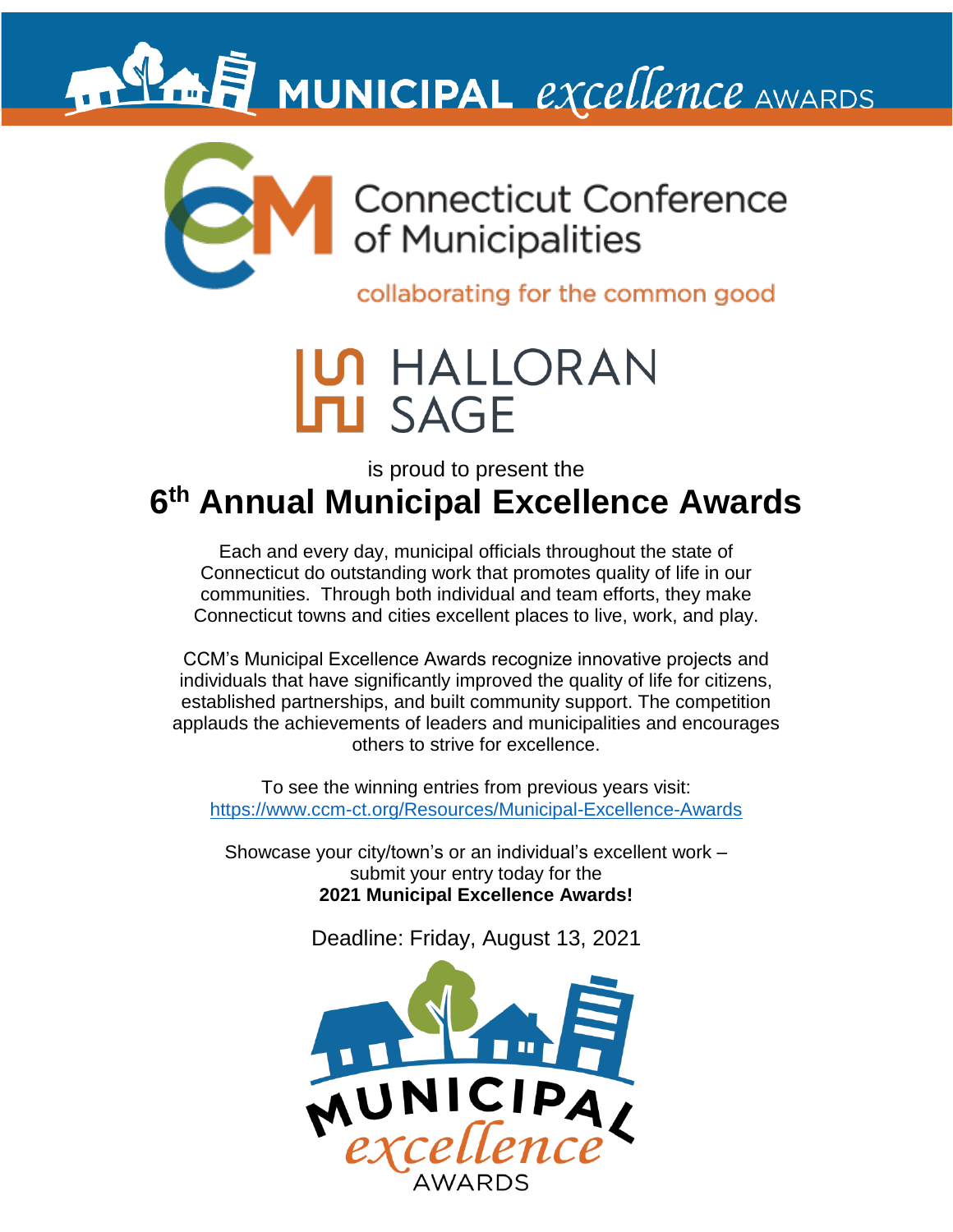MUNICIPAL *excellence* AWARDS

Connecticut Conference of Municipalities

collaborating for the common good

HALLORAN SAGE

is proud to present the

# 6th Annual Municipal Excellence Awards

Each and every day, municipal officials throughout the state of Connecticut do outstanding work that promotes quality of life in our communities. Through both individual and team efforts, they make Connecticut towns and cities excellent places to live, work, and play.

CCM's Municipal Excellence Awards recognize innovative projects and individuals that have significantly improved the quality of life for citizens, established partnerships, and built community support. The competition applauds the achievements of leaders and municipalities and encourages others to strive for excellence.

To see the winning entries from previous years visit:
https://www.ccm-ct.org/Resources/Municipal-Excellence-Awards

Showcase your city/town's or an individual's excellent work – submit your entry today for the
**2021 Municipal Excellence Awards!**

Deadline: Friday, August 13, 2021

MUNICIPAL *excellence* AWARDS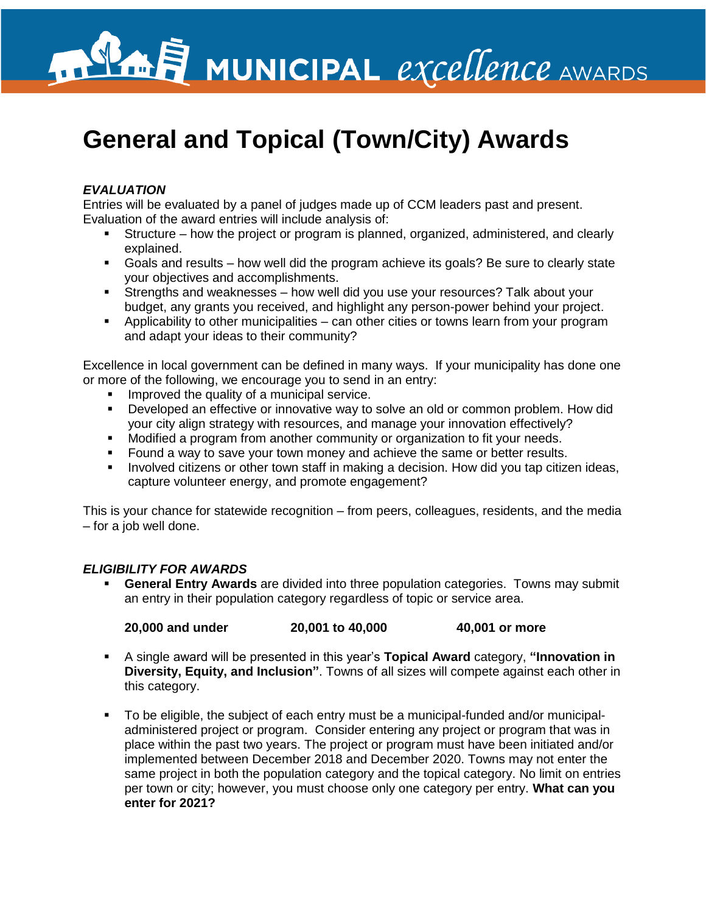# General and Topical (Town/City) Awards

***EVALUATION***

Entries will be evaluated by a panel of judges made up of CCM leaders past and present. Evaluation of the award entries will include analysis of:

- Structure – how the project or program is planned, organized, administered, and clearly explained.
- Goals and results – how well did the program achieve its goals? Be sure to clearly state your objectives and accomplishments.
- Strengths and weaknesses – how well did you use your resources? Talk about your budget, any grants you received, and highlight any person-power behind your project.
- Applicability to other municipalities – can other cities or towns learn from your program and adapt your ideas to their community?

Excellence in local government can be defined in many ways. If your municipality has done one or more of the following, we encourage you to send in an entry:

- Improved the quality of a municipal service.
- Developed an effective or innovative way to solve an old or common problem. How did your city align strategy with resources, and manage your innovation effectively?
- Modified a program from another community or organization to fit your needs.
- Found a way to save your town money and achieve the same or better results.
- Involved citizens or other town staff in making a decision. How did you tap citizen ideas, capture volunteer energy, and promote engagement?

This is your chance for statewide recognition – from peers, colleagues, residents, and the media – for a job well done.

***ELIGIBILITY FOR AWARDS***

- **General Entry Awards** are divided into three population categories. Towns may submit an entry in their population category regardless of topic or service area.

  **20,000 and under** **20,001 to 40,000** **40,001 or more**

- A single award will be presented in this year's **Topical Award** category, **"Innovation in Diversity, Equity, and Inclusion"**. Towns of all sizes will compete against each other in this category.

- To be eligible, the subject of each entry must be a municipal-funded and/or municipal-administered project or program. Consider entering any project or program that was in place within the past two years. The project or program must have been initiated and/or implemented between December 2018 and December 2020. Towns may not enter the same project in both the population category and the topical category. No limit on entries per town or city; however, you must choose only one category per entry. **What can you enter for 2021?**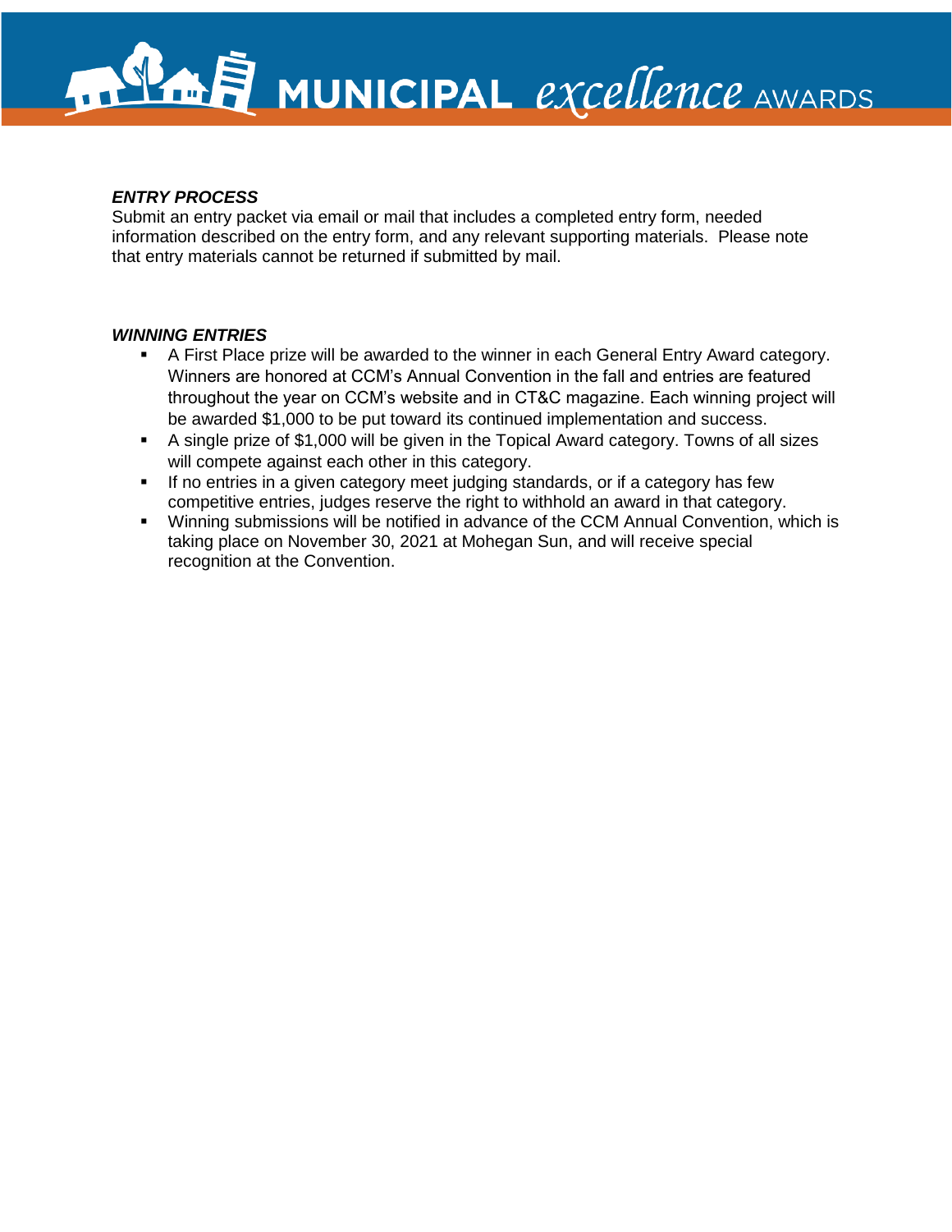***ENTRY PROCESS***

Submit an entry packet via email or mail that includes a completed entry form, needed information described on the entry form, and any relevant supporting materials. Please note that entry materials cannot be returned if submitted by mail.

***WINNING ENTRIES***

- A First Place prize will be awarded to the winner in each General Entry Award category. Winners are honored at CCM's Annual Convention in the fall and entries are featured throughout the year on CCM's website and in CT&C magazine. Each winning project will be awarded $1,000 to be put toward its continued implementation and success.
- A single prize of $1,000 will be given in the Topical Award category. Towns of all sizes will compete against each other in this category.
- If no entries in a given category meet judging standards, or if a category has few competitive entries, judges reserve the right to withhold an award in that category.
- Winning submissions will be notified in advance of the CCM Annual Convention, which is taking place on November 30, 2021 at Mohegan Sun, and will receive special recognition at the Convention.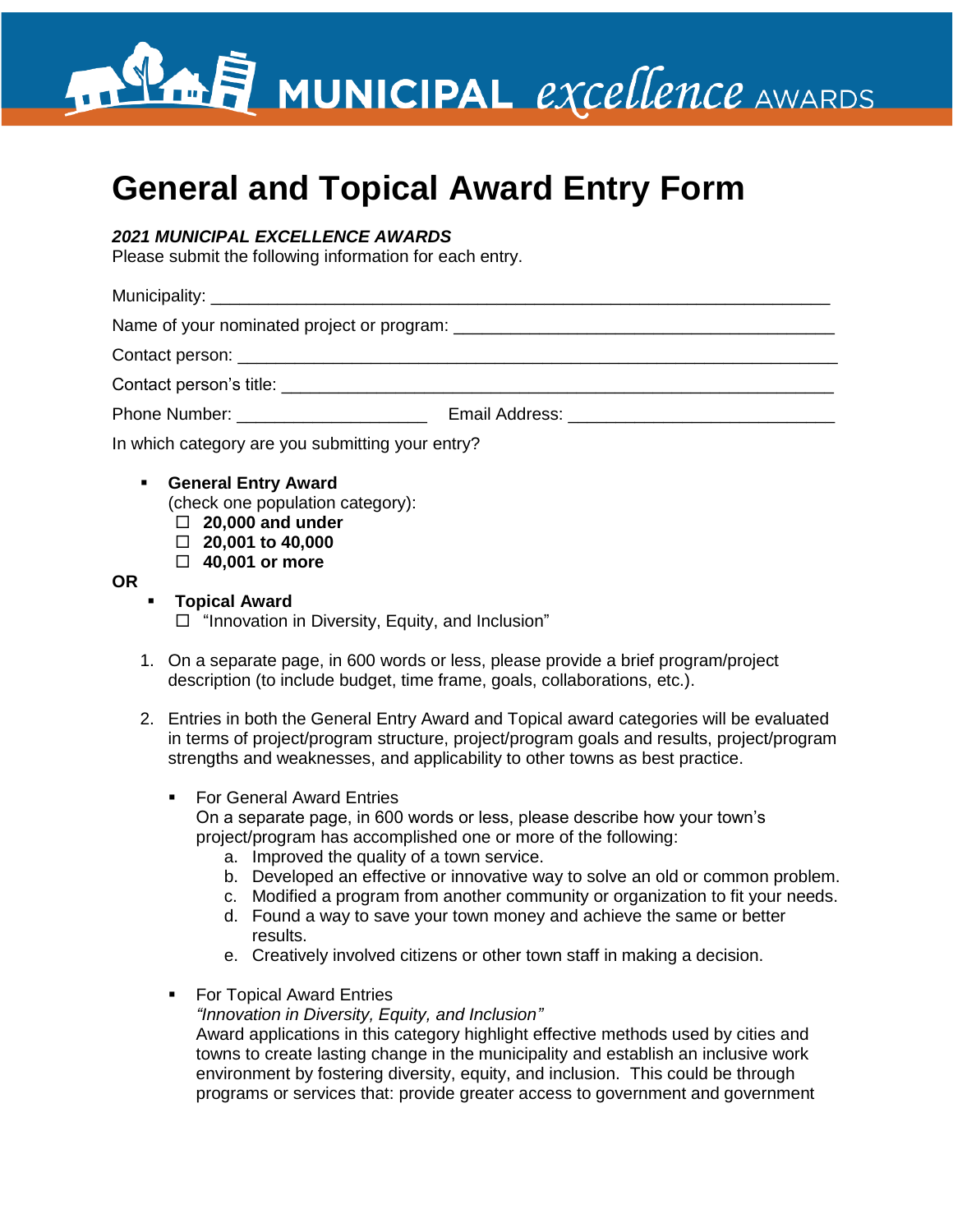# General and Topical Award Entry Form

***2021 MUNICIPAL EXCELLENCE AWARDS***

Please submit the following information for each entry.

Municipality: _______________________________________________________________

Name of your nominated project or program: _________________________________________

Contact person: ______________________________________________________________

Contact person's title: __________________________________________________________

Phone Number: ____________________ Email Address: ___________________________

In which category are you submitting your entry?

- **General Entry Award**
  (check one population category):
  - ☐ **20,000 and under**
  - ☐ **20,001 to 40,000**
  - ☐ **40,001 or more**

**OR**

- **Topical Award**
  - ☐ "Innovation in Diversity, Equity, and Inclusion"

1. On a separate page, in 600 words or less, please provide a brief program/project description (to include budget, time frame, goals, collaborations, etc.).

2. Entries in both the General Entry Award and Topical award categories will be evaluated in terms of project/program structure, project/program goals and results, project/program strengths and weaknesses, and applicability to other towns as best practice.

   - For General Award Entries
     On a separate page, in 600 words or less, please describe how your town's project/program has accomplished one or more of the following:
     a. Improved the quality of a town service.
     b. Developed an effective or innovative way to solve an old or common problem.
     c. Modified a program from another community or organization to fit your needs.
     d. Found a way to save your town money and achieve the same or better results.
     e. Creatively involved citizens or other town staff in making a decision.

   - For Topical Award Entries
     *"Innovation in Diversity, Equity, and Inclusion"*
     Award applications in this category highlight effective methods used by cities and towns to create lasting change in the municipality and establish an inclusive work environment by fostering diversity, equity, and inclusion. This could be through programs or services that: provide greater access to government and government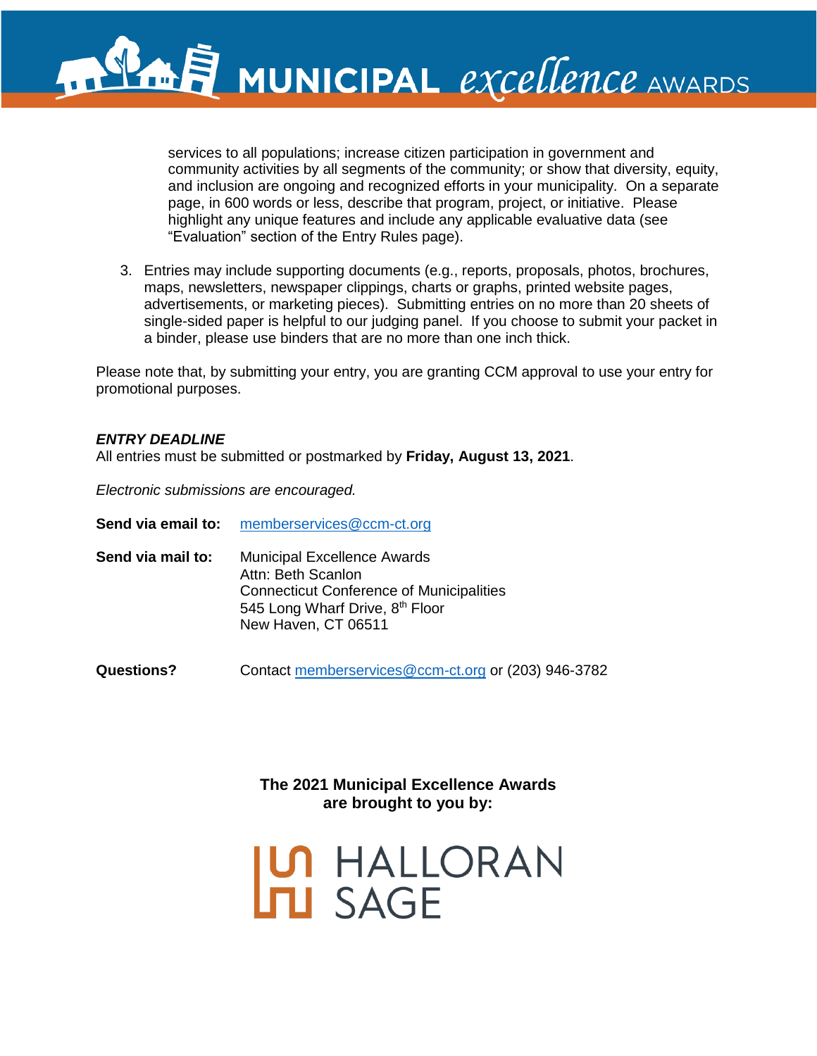services to all populations; increase citizen participation in government and community activities by all segments of the community; or show that diversity, equity, and inclusion are ongoing and recognized efforts in your municipality. On a separate page, in 600 words or less, describe that program, project, or initiative. Please highlight any unique features and include any applicable evaluative data (see "Evaluation" section of the Entry Rules page).

3. Entries may include supporting documents (e.g., reports, proposals, photos, brochures, maps, newsletters, newspaper clippings, charts or graphs, printed website pages, advertisements, or marketing pieces). Submitting entries on no more than 20 sheets of single-sided paper is helpful to our judging panel. If you choose to submit your packet in a binder, please use binders that are no more than one inch thick.

Please note that, by submitting your entry, you are granting CCM approval to use your entry for promotional purposes.

***ENTRY DEADLINE***

All entries must be submitted or postmarked by **Friday, August 13, 2021**.

*Electronic submissions are encouraged.*

**Send via email to:** memberservices@ccm-ct.org

**Send via mail to:**
Municipal Excellence Awards
Attn: Beth Scanlon
Connecticut Conference of Municipalities
545 Long Wharf Drive, 8th Floor
New Haven, CT 06511

**Questions?** Contact memberservices@ccm-ct.org or (203) 946-3782

**The 2021 Municipal Excellence Awards are brought to you by:**

HALLORAN SAGE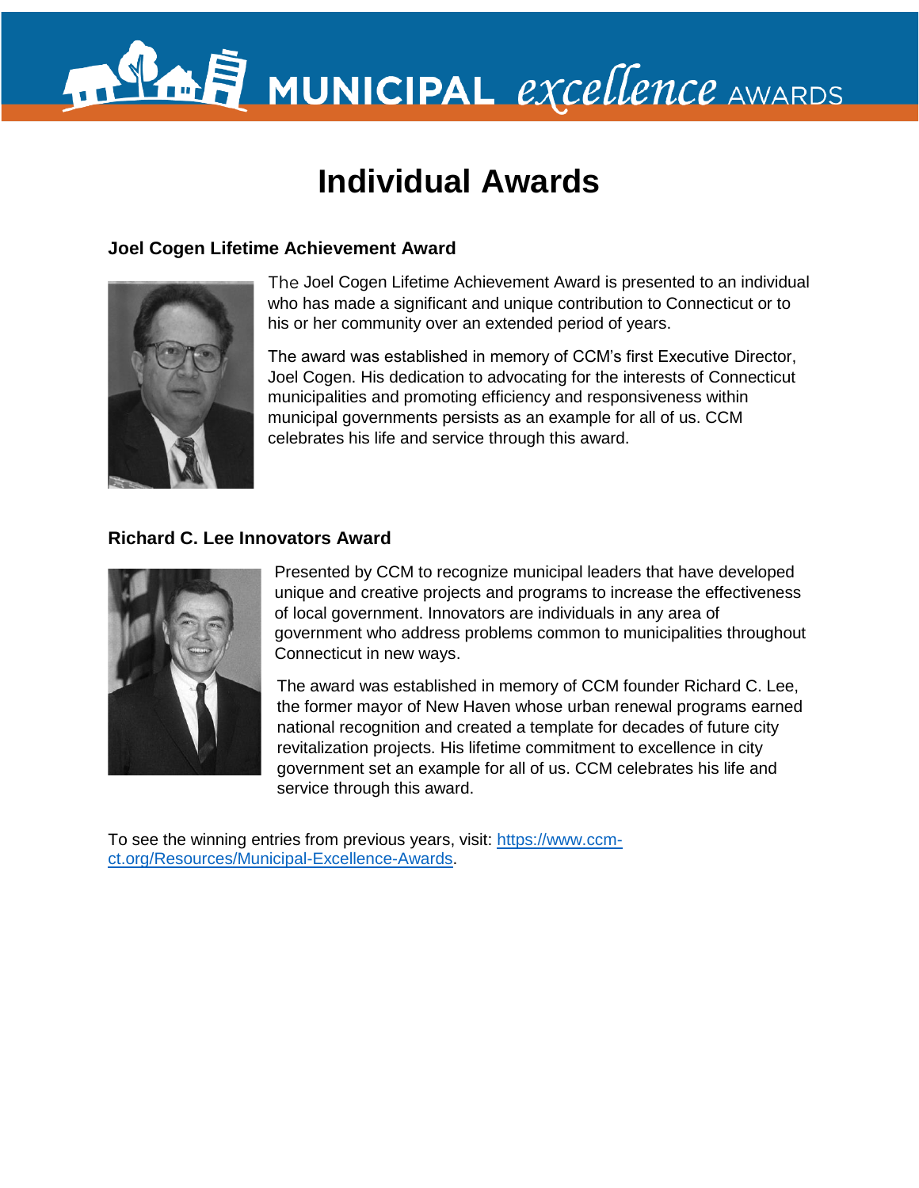# Individual Awards

### Joel Cogen Lifetime Achievement Award

The Joel Cogen Lifetime Achievement Award is presented to an individual who has made a significant and unique contribution to Connecticut or to his or her community over an extended period of years.

The award was established in memory of CCM's first Executive Director, Joel Cogen. His dedication to advocating for the interests of Connecticut municipalities and promoting efficiency and responsiveness within municipal governments persists as an example for all of us. CCM celebrates his life and service through this award.

### Richard C. Lee Innovators Award

Presented by CCM to recognize municipal leaders that have developed unique and creative projects and programs to increase the effectiveness of local government. Innovators are individuals in any area of government who address problems common to municipalities throughout Connecticut in new ways.

The award was established in memory of CCM founder Richard C. Lee, the former mayor of New Haven whose urban renewal programs earned national recognition and created a template for decades of future city revitalization projects. His lifetime commitment to excellence in city government set an example for all of us. CCM celebrates his life and service through this award.

To see the winning entries from previous years, visit: [https://www.ccm-ct.org/Resources/Municipal-Excellence-Awards](https://www.ccm-ct.org/Resources/Municipal-Excellence-Awards).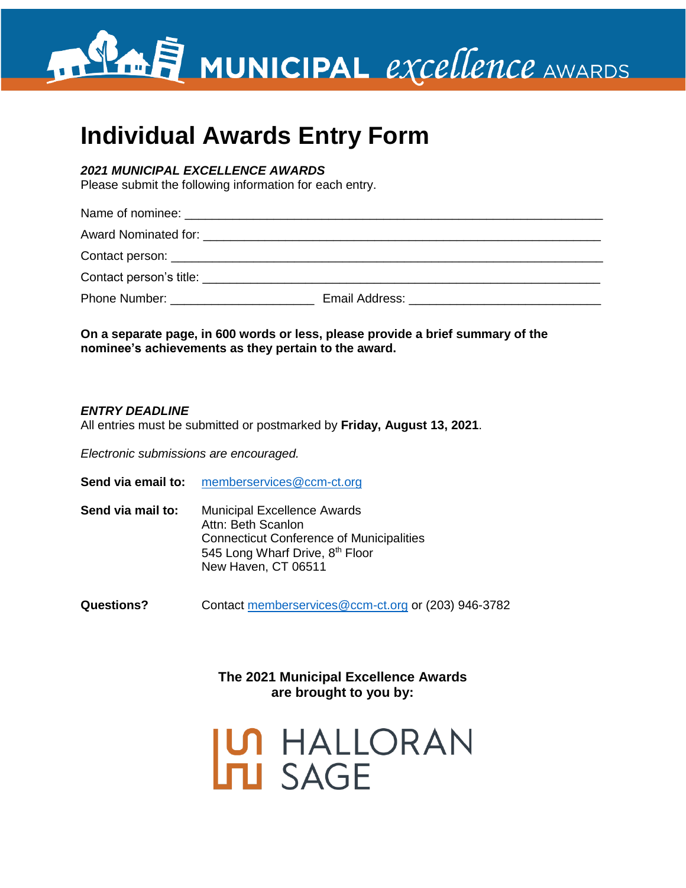MUNICIPAL excellence AWARDS

# Individual Awards Entry Form

***2021 MUNICIPAL EXCELLENCE AWARDS***

Please submit the following information for each entry.

Name of nominee: ___________________________________________________________

Award Nominated for: _______________________________________________________

Contact person: ____________________________________________________________

Contact person's title: ______________________________________________________

Phone Number: ____________________ Email Address: ___________________________

**On a separate page, in 600 words or less, please provide a brief summary of the nominee's achievements as they pertain to the award.**

***ENTRY DEADLINE***

All entries must be submitted or postmarked by **Friday, August 13, 2021**.

*Electronic submissions are encouraged.*

**Send via email to:** memberservices@ccm-ct.org

**Send via mail to:**
Municipal Excellence Awards
Attn: Beth Scanlon
Connecticut Conference of Municipalities
545 Long Wharf Drive, 8th Floor
New Haven, CT 06511

**Questions?** Contact memberservices@ccm-ct.org or (203) 946-3782

**The 2021 Municipal Excellence Awards are brought to you by:**

HALLORAN SAGE